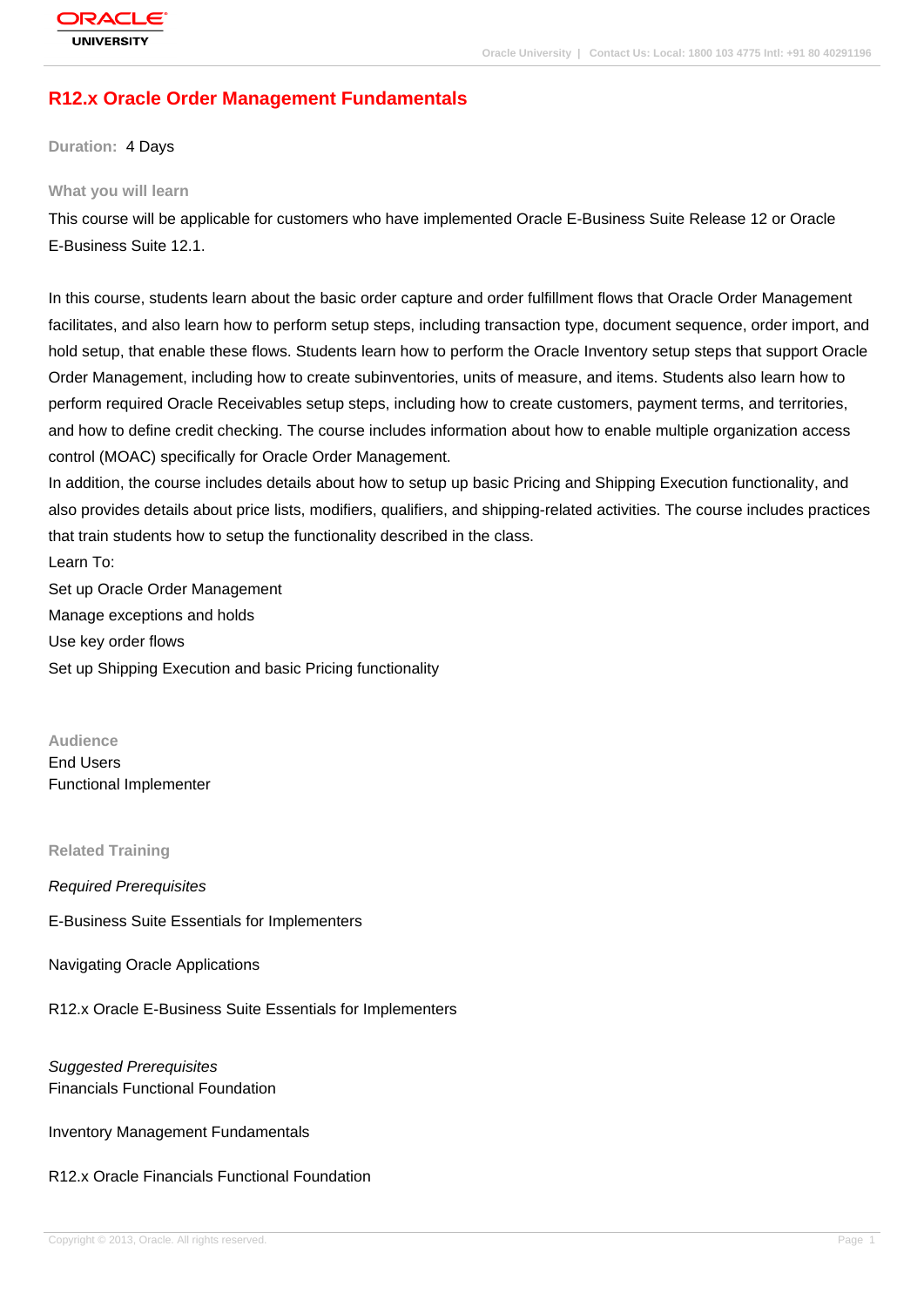# R12.x Oracle Order Management Fundamentals

**Duration:** 4 Days

## What you will learn

This course will be applicable for customers who have implemented Oracle E-Business Suite Release 12 or Oracle E-Business Suite 12.1.

In this course, students learn about the basic order capture and order fulfillment flows that Oracle Order Management facilitates, and also learn how to perform setup steps, including transaction type, document sequence, order import, and hold setup, that enable these flows. Students learn how to perform the Oracle Inventory setup steps that support Oracle Order Management, including how to create subinventories, units of measure, and items. Students also learn how to perform required Oracle Receivables setup steps, including how to create customers, payment terms, and territories, and how to define credit checking. The course includes information about how to enable multiple organization access control (MOAC) specifically for Oracle Order Management.

In addition, the course includes details about how to setup up basic Pricing and Shipping Execution functionality, and also provides details about price lists, modifiers, qualifiers, and shipping-related activities. The course includes practices that train students how to setup the functionality described in the class.

Learn To:

Set up Oracle Order Management

Manage exceptions and holds

Use key order flows

Set up Shipping Execution and basic Pricing functionality

## Audience

End Users

Functional Implementer

## Related Training

*Required Prerequisites*

E-Business Suite Essentials for Implementers

Navigating Oracle Applications

R12.x Oracle E-Business Suite Essentials for Implementers

*Suggested Prerequisites*

Financials Functional Foundation

Inventory Management Fundamentals

R12.x Oracle Financials Functional Foundation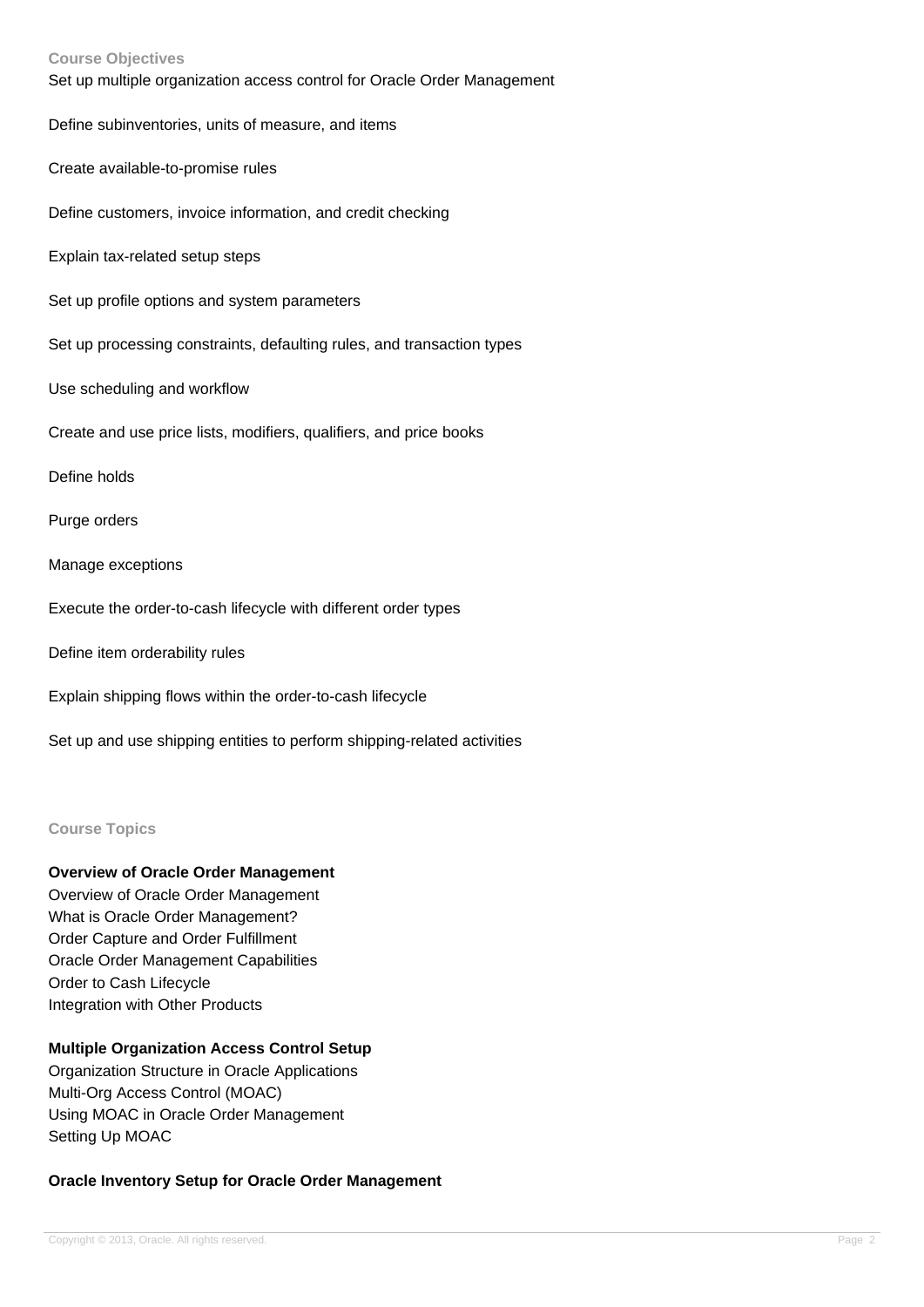### Course Objectives

Set up multiple organization access control for Oracle Order Management

Define subinventories, units of measure, and items

Create available-to-promise rules

Define customers, invoice information, and credit checking

Explain tax-related setup steps

Set up profile options and system parameters

Set up processing constraints, defaulting rules, and transaction types

Use scheduling and workflow

Create and use price lists, modifiers, qualifiers, and price books

Define holds

Purge orders

Manage exceptions

Execute the order-to-cash lifecycle with different order types

Define item orderability rules

Explain shipping flows within the order-to-cash lifecycle

Set up and use shipping entities to perform shipping-related activities

### Course Topics

**Overview of Oracle Order Management**

Overview of Oracle Order Management
What is Oracle Order Management?
Order Capture and Order Fulfillment
Oracle Order Management Capabilities
Order to Cash Lifecycle
Integration with Other Products

**Multiple Organization Access Control Setup**

Organization Structure in Oracle Applications
Multi-Org Access Control (MOAC)
Using MOAC in Oracle Order Management
Setting Up MOAC

**Oracle Inventory Setup for Oracle Order Management**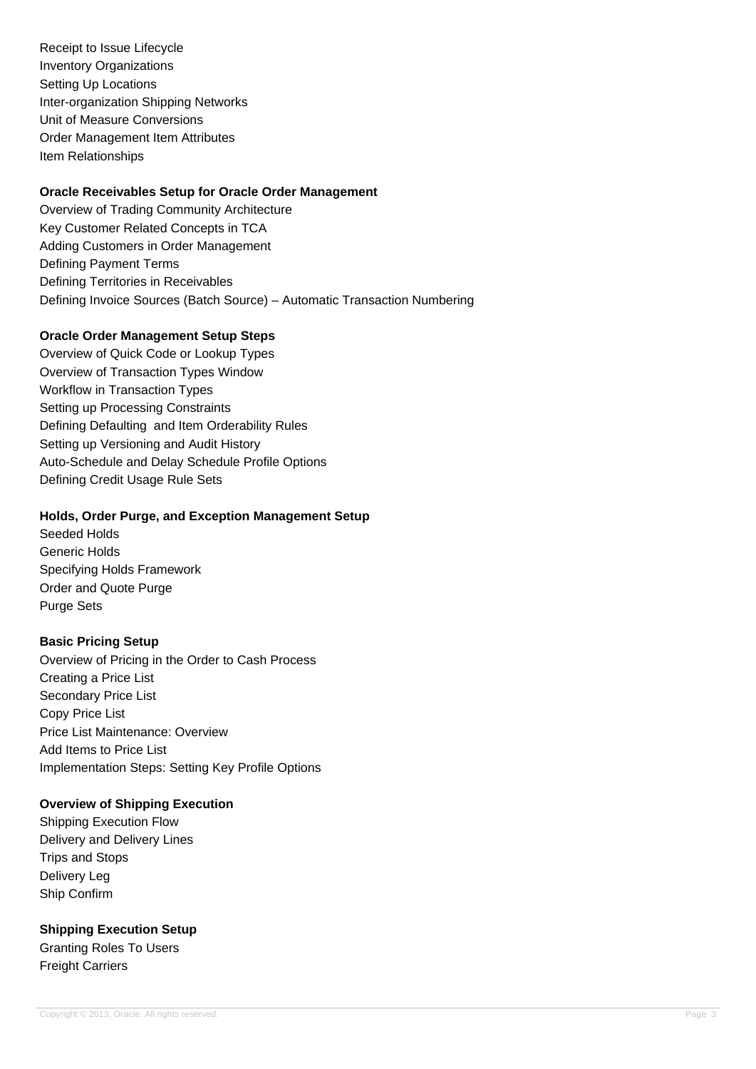Receipt to Issue Lifecycle
Inventory Organizations
Setting Up Locations
Inter-organization Shipping Networks
Unit of Measure Conversions
Order Management Item Attributes
Item Relationships

**Oracle Receivables Setup for Oracle Order Management**

Overview of Trading Community Architecture
Key Customer Related Concepts in TCA
Adding Customers in Order Management
Defining Payment Terms
Defining Territories in Receivables
Defining Invoice Sources (Batch Source) – Automatic Transaction Numbering

**Oracle Order Management Setup Steps**

Overview of Quick Code or Lookup Types
Overview of Transaction Types Window
Workflow in Transaction Types
Setting up Processing Constraints
Defining Defaulting and Item Orderability Rules
Setting up Versioning and Audit History
Auto-Schedule and Delay Schedule Profile Options
Defining Credit Usage Rule Sets

**Holds, Order Purge, and Exception Management Setup**

Seeded Holds
Generic Holds
Specifying Holds Framework
Order and Quote Purge
Purge Sets

**Basic Pricing Setup**

Overview of Pricing in the Order to Cash Process
Creating a Price List
Secondary Price List
Copy Price List
Price List Maintenance: Overview
Add Items to Price List
Implementation Steps: Setting Key Profile Options

**Overview of Shipping Execution**

Shipping Execution Flow
Delivery and Delivery Lines
Trips and Stops
Delivery Leg
Ship Confirm

**Shipping Execution Setup**

Granting Roles To Users
Freight Carriers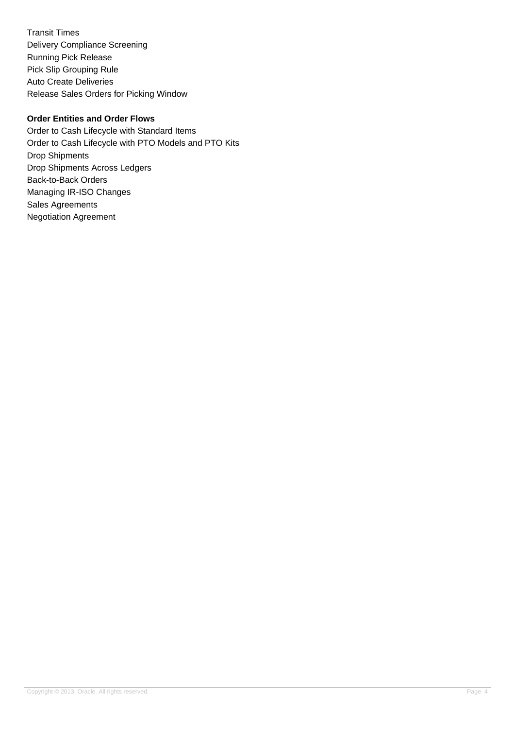Transit Times
Delivery Compliance Screening
Running Pick Release
Pick Slip Grouping Rule
Auto Create Deliveries
Release Sales Orders for Picking Window

**Order Entities and Order Flows**

Order to Cash Lifecycle with Standard Items
Order to Cash Lifecycle with PTO Models and PTO Kits
Drop Shipments
Drop Shipments Across Ledgers
Back-to-Back Orders
Managing IR-ISO Changes
Sales Agreements
Negotiation Agreement